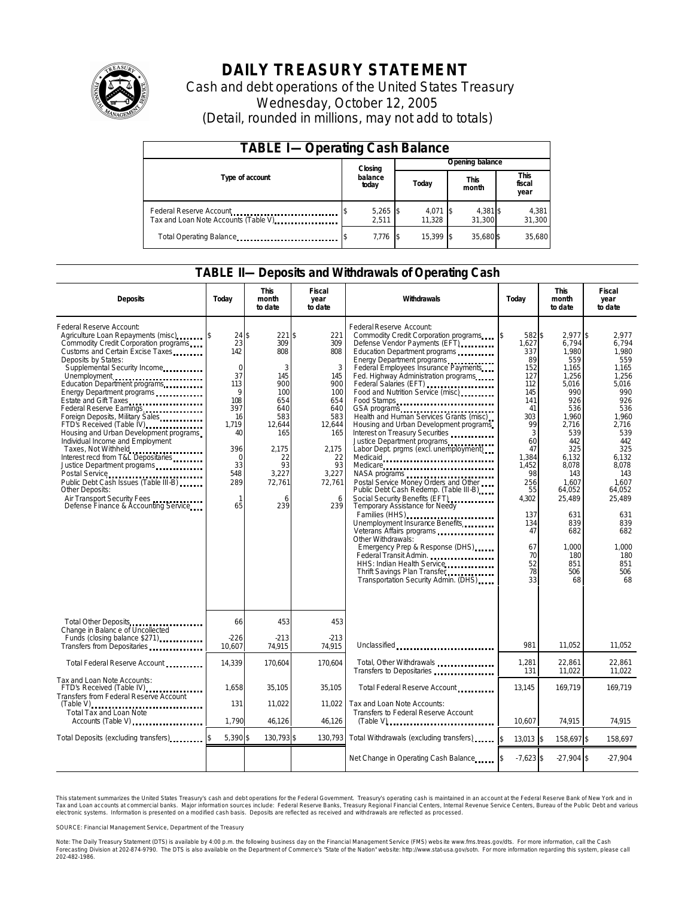# DAILY TREASURY STATEMENT

Cash and debt operations of the United States Treasury

Wednesday, October 12, 2005

(Detail, rounded in millions, may not add to totals)

## TABLE I—Operating Cash Balance

| Type of account | Closing balance today | Opening balance Today | Opening balance This month | Opening balance This fiscal year |
|---|---|---|---|---|
| Federal Reserve Account | $ 5,265 | $ 4,071 | $ 4,381 | $ 4,381 |
| Tax and Loan Note Accounts (Table V) | 2,511 | 11,328 | 31,300 | 31,300 |
| Total Operating Balance | $ 7,776 | $ 15,399 | $ 35,680 | $ 35,680 |

## TABLE II—Deposits and Withdrawals of Operating Cash

| Deposits | Today | This month to date | Fiscal year to date | Withdrawals | Today | This month to date | Fiscal year to date |
|---|---|---|---|---|---|---|---|
| Federal Reserve Account: | | | | Federal Reserve Account: | | | |
| Agriculture Loan Repayments (misc) | $ 24 | $ 221 | $ 221 | Commodity Credit Corporation programs | $ 582 | $ 2,977 | $ 2,977 |
| Commodity Credit Corporation programs | 23 | 309 | 309 | Defense Vendor Payments (EFT) | 1,627 | 6,794 | 6,794 |
| Customs and Certain Excise Taxes | 142 | 808 | 808 | Education Department programs | 337 | 1,980 | 1,980 |
| Deposits by States: | | | | Energy Department programs | 89 | 559 | 559 |
| Supplemental Security Income | 0 | 3 | 3 | Federal Employees Insurance Payments | 152 | 1,165 | 1,165 |
| Unemployment | 37 | 145 | 145 | Fed. Highway Administration programs | 127 | 1,256 | 1,256 |
| Education Department programs | 113 | 900 | 900 | Federal Salaries (EFT) | 112 | 5,016 | 5,016 |
| Energy Department programs | 9 | 100 | 100 | Food and Nutrition Service (misc) | 145 | 990 | 990 |
| Estate and Gift Taxes | 108 | 654 | 654 | Food Stamps | 141 | 926 | 926 |
| Federal Reserve Earnings | 397 | 640 | 640 | GSA programs | 41 | 536 | 536 |
| Foreign Deposits, Military Sales | 16 | 583 | 583 | Health and Human Services Grants (misc) | 303 | 1,960 | 1,960 |
| FTD's Received (Table IV) | 1,719 | 12,644 | 12,644 | Housing and Urban Development programs | 99 | 2,716 | 2,716 |
| Housing and Urban Development programs | 40 | 165 | 165 | Interest on Treasury Securities | 3 | 539 | 539 |
| Individual Income and Employment Taxes, Not Withheld | 396 | 2,175 | 2,175 | Justice Department programs | 60 | 442 | 442 |
| Interest recd from T&L Depositaries | 0 | 22 | 22 | Labor Dept. prgms (excl. unemployment) | 47 | 325 | 325 |
| Justice Department programs | 33 | 93 | 93 | Medicaid | 1,384 | 6,132 | 6,132 |
| Postal Service | 548 | 3,227 | 3,227 | Medicare | 1,452 | 8,078 | 8,078 |
| Public Debt Cash Issues (Table III-B) | 289 | 72,761 | 72,761 | NASA programs | 98 | 143 | 143 |
| Other Deposits: | | | | Postal Service Money Orders and Other | 256 | 1,607 | 1,607 |
| Air Transport Security Fees | 1 | 6 | 6 | Public Debt Cash Redemp. (Table III-B) | 55 | 64,052 | 64,052 |
| Defense Finance & Accounting Service | 65 | 239 | 239 | Social Security Benefits (EFT) | 4,302 | 25,489 | 25,489 |
| | | | | Temporary Assistance for Needy Families (HHS) | 137 | 631 | 631 |
| | | | | Unemployment Insurance Benefits | 134 | 839 | 839 |
| | | | | Veterans Affairs programs | 47 | 682 | 682 |
| | | | | Other Withdrawals: | | | |
| | | | | Emergency Prep & Response (DHS) | 67 | 1,000 | 1,000 |
| | | | | Federal Transit Admin. | 70 | 180 | 180 |
| | | | | HHS: Indian Health Service | 52 | 851 | 851 |
| | | | | Thrift Savings Plan Transfer | 78 | 506 | 506 |
| | | | | Transportation Security Admin. (DHS) | 33 | 68 | 68 |
| Total Other Deposits | 66 | 453 | 453 | | | | |
| Change in Balance of Uncollected Funds (closing balance $271) | -226 | -213 | -213 | | | | |
| Transfers from Depositaries | 10,607 | 74,915 | 74,915 | Unclassified | 981 | 11,052 | 11,052 |
| Total Federal Reserve Account | 14,339 | 170,604 | 170,604 | Total, Other Withdrawals | 1,281 | 22,861 | 22,861 |
| | | | | Transfers to Depositaries | 131 | 11,022 | 11,022 |
| Tax and Loan Note Accounts: | | | | Total Federal Reserve Account | 13,145 | 169,719 | 169,719 |
| FTD's Received (Table IV) | 1,658 | 35,105 | 35,105 | | | | |
| Transfers from Federal Reserve Account (Table V) | 131 | 11,022 | 11,022 | Tax and Loan Note Accounts: | | | |
| Total Tax and Loan Note Accounts (Table V) | 1,790 | 46,126 | 46,126 | Transfers to Federal Reserve Account (Table V) | 10,607 | 74,915 | 74,915 |
| Total Deposits (excluding transfers) | $ 5,390 | $ 130,793 | $ 130,793 | Total Withdrawals (excluding transfers) | $ 13,013 | $ 158,697 | $ 158,697 |
| | | | | Net Change in Operating Cash Balance | $ -7,623 | $ -27,904 | $ -27,904 |

This statement summarizes the United States Treasury's cash and debt operations for the Federal Government. Treasury's operating cash is maintained in an account at the Federal Reserve Bank of New York and in Tax and Loan accounts at commercial banks. Major information sources include: Federal Reserve Banks, Treasury Regional Financial Centers, Internal Revenue Service Centers, Bureau of the Public Debt and various electronic systems. Information is presented on a modified cash basis. Deposits are reflected as received and withdrawals are reflected as processed.

SOURCE: Financial Management Service, Department of the Treasury

Note: The Daily Treasury Statement (DTS) is available by 4:00 p.m. the following business day on the Financial Management Service (FMS) website www.fms.treas.gov/dts. For more information, call the Cash Forecasting Division at 202-874-9790. The DTS is also available on the Department of Commerce's "State of the Nation" website: http://www.stat-usa.gov/sotn. For more information regarding this system, please call 202-482-1986.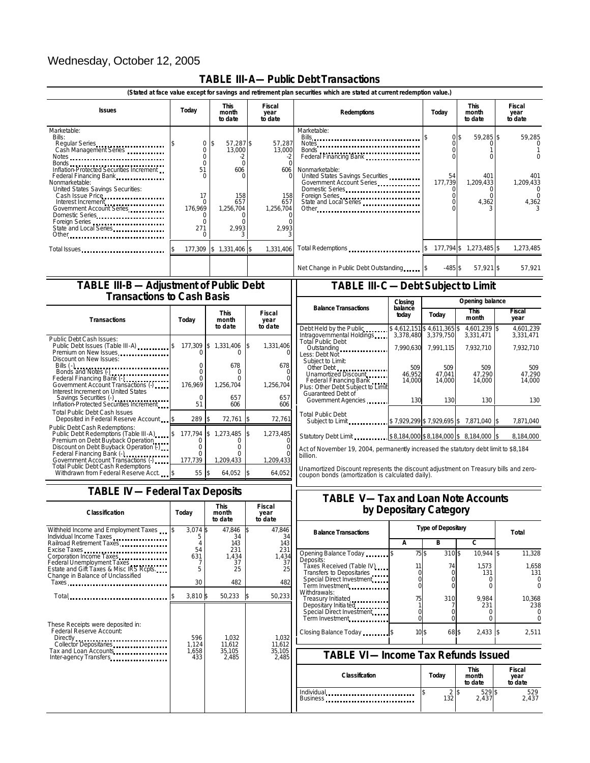Wednesday, October 12, 2005

## TABLE III-A — Public Debt Transactions

(Stated at face value except for savings and retirement plan securities which are stated at current redemption value.)

| Issues | Today | This month to date | Fiscal year to date | Redemptions | Today | This month to date | Fiscal year to date |
|---|---|---|---|---|---|---|---|
| Marketable: | | | | Marketable: | | | |
| Bills: | | | | Bills | $ 0 | $ 59,285 | $ 59,285 |
| Regular Series | $ 0 | $ 57,287 | $ 57,287 | Notes | 0 | 0 | 0 |
| Cash Management Series | 0 | 13,000 | 13,000 | Bonds | 0 | 1 | 1 |
| Notes | 0 | -2 | -2 | Federal Financing Bank | 0 | 0 | 0 |
| Bonds | 0 | 0 | 0 | | | | |
| Inflation-Protected Securities Increment | 51 | 606 | 606 | Nonmarketable: | | | |
| Federal Financing Bank | 0 | 0 | 0 | United States Savings Securities | 54 | 401 | 401 |
| Nonmarketable: | | | | Government Account Series | 177,739 | 1,209,433 | 1,209,433 |
| United States Savings Securities: | | | | Domestic Series | 0 | 0 | 0 |
| Cash Issue Price | 17 | 158 | 158 | Foreign Series | 0 | 0 | 0 |
| Interest Increment | 0 | 657 | 657 | State and Local Series | 0 | 4,362 | 4,362 |
| Government Account Series | 176,969 | 1,256,704 | 1,256,704 | Other | 0 | 3 | 3 |
| Domestic Series | 0 | 0 | 0 | | | | |
| Foreign Series | 0 | 0 | 0 | | | | |
| State and Local Series | 271 | 2,993 | 2,993 | | | | |
| Other | 0 | 3 | 3 | | | | |
| Total Issues | $ 177,309 | $ 1,331,406 | $ 1,331,406 | Total Redemptions | $ 177,794 | $ 1,273,485 | $ 1,273,485 |
| | | | | Net Change in Public Debt Outstanding | $ -485 | $ 57,921 | $ 57,921 |

## TABLE III-B — Adjustment of Public Debt Transactions to Cash Basis

| Transactions | Today | This month to date | Fiscal year to date |
|---|---|---|---|
| Public Debt Cash Issues: | | | |
| Public Debt Issues (Table III-A) | $ 177,309 | $ 1,331,406 | $ 1,331,406 |
| Premium on New Issues | 0 | 0 | 0 |
| Discount on New Issues: | | | |
| Bills (-) | 0 | 678 | 678 |
| Bonds and Notes (-) | 0 | 0 | 0 |
| Federal Financing Bank (-) | 0 | 0 | 0 |
| Government Account Transactions (-) | 176,969 | 1,256,704 | 1,256,704 |
| Interest Increment on United States Savings Securities (-) | 0 | 657 | 657 |
| Inflation-Protected Securities Increment | 51 | 606 | 606 |
| Total Public Debt Cash Issues Deposited in Federal Reserve Account | $ 289 | $ 72,761 | $ 72,761 |
| Public Debt Cash Redemptions: | | | |
| Public Debt Redemptions (Table III-A) | $ 177,794 | $ 1,273,485 | $ 1,273,485 |
| Premium on Debt Buyback Operation | 0 | 0 | 0 |
| Discount on Debt Buyback Operation (-) | 0 | 0 | 0 |
| Federal Financing Bank (-) | 0 | 0 | 0 |
| Government Account Transactions (-) | 177,739 | 1,209,433 | 1,209,433 |
| Total Public Debt Cash Redemptions Withdrawn from Federal Reserve Acct. | $ 55 | $ 64,052 | $ 64,052 |

## TABLE III-C — Debt Subject to Limit

| Balance Transactions | Closing balance today | Opening balance Today | Opening balance This month | Opening balance Fiscal year |
|---|---|---|---|---|
| Debt Held by the Public | $ 4,612,151 | $ 4,611,365 | $ 4,601,239 | $ 4,601,239 |
| Intragovernmental Holdings | 3,378,480 | 3,379,750 | 3,331,471 | 3,331,471 |
| Total Public Debt Outstanding | 7,990,630 | 7,991,115 | 7,932,710 | 7,932,710 |
| Less: Debt Not Subject to Limit: | | | | |
| Other Debt | 509 | 509 | 509 | 509 |
| Unamortized Discount | 46,952 | 47,041 | 47,290 | 47,290 |
| Federal Financing Bank | 14,000 | 14,000 | 14,000 | 14,000 |
| Plus: Other Debt Subject to Limit Guaranteed Debt of Government Agencies | 130 | 130 | 130 | 130 |
| Total Public Debt Subject to Limit | $ 7,929,299 | $ 7,929,695 | $ 7,871,040 | $ 7,871,040 |
| Statutory Debt Limit | $ 8,184,000 | $ 8,184,000 | $ 8,184,000 | $ 8,184,000 |

Act of November 19, 2004, permanently increased the statutory debt limit to $8,184 billion.

Unamortized Discount represents the discount adjustment on Treasury bills and zero-coupon bonds (amortization is calculated daily).

## TABLE IV — Federal Tax Deposits

| Classification | Today | This month to date | Fiscal year to date |
|---|---|---|---|
| Withheld Income and Employment Taxes | $ 3,074 | $ 47,846 | $ 47,846 |
| Individual Income Taxes | 5 | 34 | 34 |
| Railroad Retirement Taxes | 4 | 143 | 143 |
| Excise Taxes | 54 | 231 | 231 |
| Corporation Income Taxes | 631 | 1,434 | 1,434 |
| Federal Unemployment Taxes | 7 | 37 | 37 |
| Estate and Gift Taxes & Misc IRS Rcpts. | 5 | 25 | 25 |
| Change in Balance of Unclassified Taxes | 30 | 482 | 482 |
| Total | $ 3,810 | $ 50,233 | $ 50,233 |
| These Receipts were deposited in: | | | |
| Federal Reserve Account: | | | |
| Directly | 596 | 1,032 | 1,032 |
| Collector Depositaries | 1,124 | 11,612 | 11,612 |
| Tax and Loan Accounts | 1,658 | 35,105 | 35,105 |
| Inter-agency Transfers | 433 | 2,485 | 2,485 |

## TABLE V — Tax and Loan Note Accounts by Depositary Category

| Balance Transactions | Type of Depositary A | Type of Depositary B | Type of Depositary C | Total |
|---|---|---|---|---|
| Opening Balance Today | $ 75 | $ 310 | $ 10,944 | $ 11,328 |
| Deposits: | | | | |
| Taxes Received (Table IV) | 11 | 74 | 1,573 | 1,658 |
| Transfers to Depositaries | 0 | 0 | 131 | 131 |
| Special Direct Investment | 0 | 0 | 0 | 0 |
| Term Investment | 0 | 0 | 0 | 0 |
| Withdrawals: | | | | |
| Treasury Initiated | 75 | 310 | 9,984 | 10,368 |
| Depositary Initiated | 1 | 7 | 231 | 238 |
| Special Direct Investment | 0 | 0 | 0 | 0 |
| Term Investment | 0 | 0 | 0 | 0 |
| Closing Balance Today | $ 10 | $ 68 | $ 2,433 | $ 2,511 |

## TABLE VI — Income Tax Refunds Issued

| Classification | Today | This month to date | Fiscal year to date |
|---|---|---|---|
| Individual | $ 2 | $ 529 | $ 529 |
| Business | 132 | 2,437 | 2,437 |